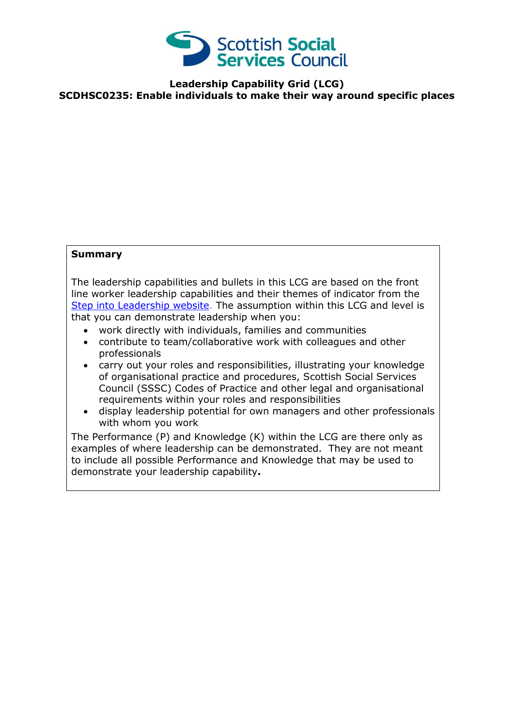**Leadership Capability Grid (LCG)**
**SCDHSC0235: Enable individuals to make their way around specific places**

**Summary**

The leadership capabilities and bullets in this LCG are based on the front line worker leadership capabilities and their themes of indicator from the Step into Leadership website. The assumption within this LCG and level is that you can demonstrate leadership when you:

- work directly with individuals, families and communities
- contribute to team/collaborative work with colleagues and other professionals
- carry out your roles and responsibilities, illustrating your knowledge of organisational practice and procedures, Scottish Social Services Council (SSSC) Codes of Practice and other legal and organisational requirements within your roles and responsibilities
- display leadership potential for own managers and other professionals with whom you work

The Performance (P) and Knowledge (K) within the LCG are there only as examples of where leadership can be demonstrated. They are not meant to include all possible Performance and Knowledge that may be used to demonstrate your leadership capability**.**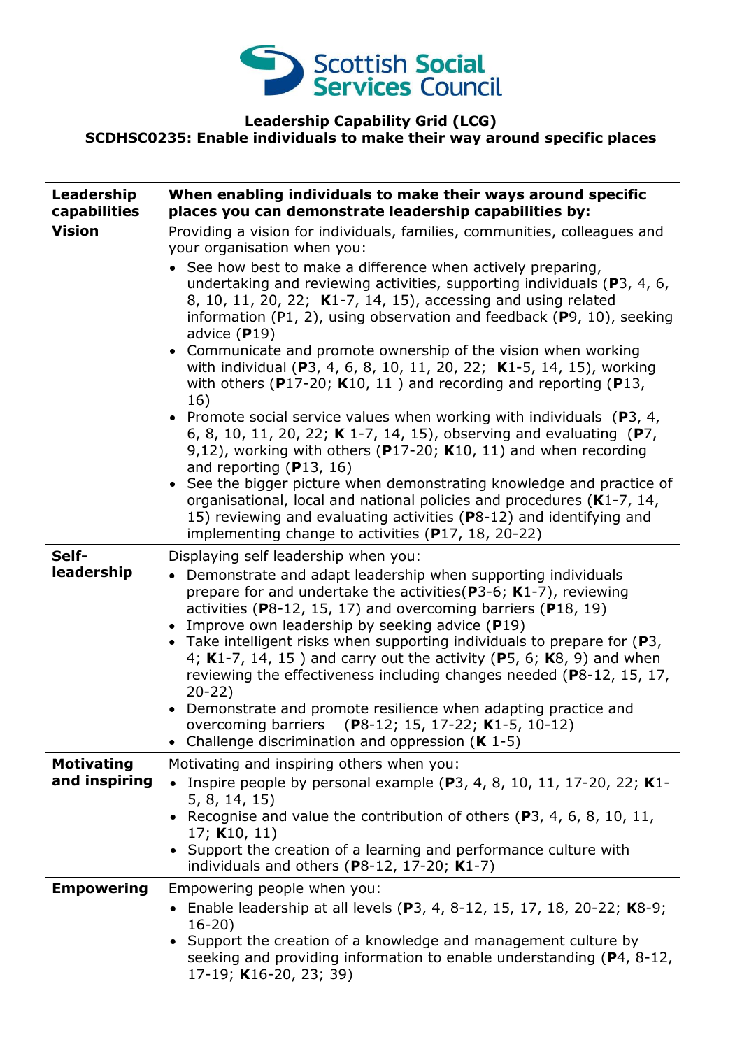**Leadership Capability Grid (LCG)**
**SCDHSC0235: Enable individuals to make their way around specific places**

| Leadership capabilities | When enabling individuals to make their ways around specific places you can demonstrate leadership capabilities by: |
|---|---|
| **Vision** | Providing a vision for individuals, families, communities, colleagues and your organisation when you:<br>• See how best to make a difference when actively preparing, undertaking and reviewing activities, supporting individuals (**P**3, 4, 6, 8, 10, 11, 20, 22; **K**1-7, 14, 15), accessing and using related information (P1, 2), using observation and feedback (**P**9, 10), seeking advice (**P**19)<br>• Communicate and promote ownership of the vision when working with individual (**P**3, 4, 6, 8, 10, 11, 20, 22; **K**1-5, 14, 15), working with others (**P**17-20; **K**10, 11 ) and recording and reporting (**P**13, 16)<br>• Promote social service values when working with individuals (**P**3, 4, 6, 8, 10, 11, 20, 22; **K** 1-7, 14, 15), observing and evaluating (**P**7, 9,12), working with others (**P**17-20; **K**10, 11) and when recording and reporting (**P**13, 16)<br>• See the bigger picture when demonstrating knowledge and practice of organisational, local and national policies and procedures (**K**1-7, 14, 15) reviewing and evaluating activities (**P**8-12) and identifying and implementing change to activities (**P**17, 18, 20-22) |
| **Self-leadership** | Displaying self leadership when you:<br>• Demonstrate and adapt leadership when supporting individuals prepare for and undertake the activities(**P**3-6; **K**1-7), reviewing activities (**P**8-12, 15, 17) and overcoming barriers (**P**18, 19)<br>• Improve own leadership by seeking advice (**P**19)<br>• Take intelligent risks when supporting individuals to prepare for (**P**3, 4; **K**1-7, 14, 15 ) and carry out the activity (**P**5, 6; **K**8, 9) and when reviewing the effectiveness including changes needed (**P**8-12, 15, 17, 20-22)<br>• Demonstrate and promote resilience when adapting practice and overcoming barriers (**P**8-12; 15, 17-22; **K**1-5, 10-12)<br>• Challenge discrimination and oppression (**K** 1-5) |
| **Motivating and inspiring** | Motivating and inspiring others when you:<br>• Inspire people by personal example (**P**3, 4, 8, 10, 11, 17-20, 22; **K**1-5, 8, 14, 15)<br>• Recognise and value the contribution of others (**P**3, 4, 6, 8, 10, 11, 17; **K**10, 11)<br>• Support the creation of a learning and performance culture with individuals and others (**P**8-12, 17-20; **K**1-7) |
| **Empowering** | Empowering people when you:<br>• Enable leadership at all levels (**P**3, 4, 8-12, 15, 17, 18, 20-22; **K**8-9; 16-20)<br>• Support the creation of a knowledge and management culture by seeking and providing information to enable understanding (**P**4, 8-12, 17-19; **K**16-20, 23; 39) |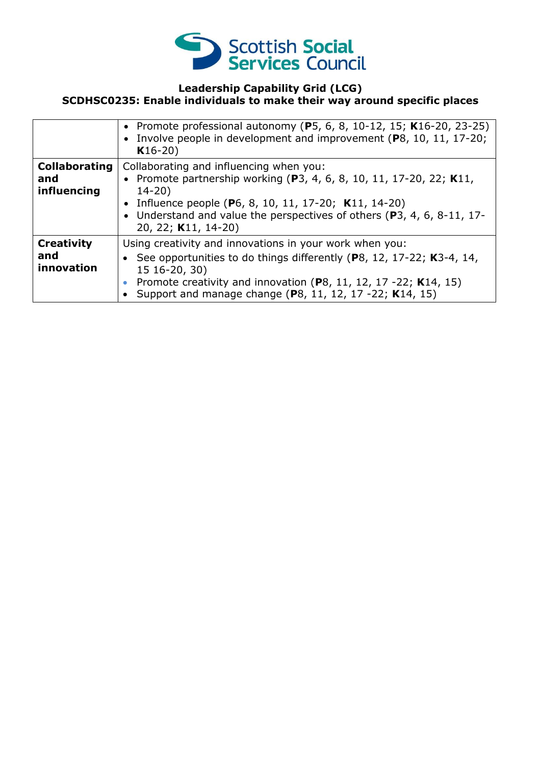**Leadership Capability Grid (LCG)**
**SCDHSC0235: Enable individuals to make their way around specific places**

| | |
|---|---|
| | • Promote professional autonomy (**P**5, 6, 8, 10-12, 15; **K**16-20, 23-25)<br>• Involve people in development and improvement (**P**8, 10, 11, 17-20; **K**16-20) |
| **Collaborating and influencing** | Collaborating and influencing when you:<br>• Promote partnership working (**P**3, 4, 6, 8, 10, 11, 17-20, 22; **K**11, 14-20)<br>• Influence people (**P**6, 8, 10, 11, 17-20; **K**11, 14-20)<br>• Understand and value the perspectives of others (**P**3, 4, 6, 8-11, 17-20, 22; **K**11, 14-20) |
| **Creativity and innovation** | Using creativity and innovations in your work when you:<br>• See opportunities to do things differently (**P**8, 12, 17-22; **K**3-4, 14, 15 16-20, 30)<br>• Promote creativity and innovation (**P**8, 11, 12, 17 -22; **K**14, 15)<br>• Support and manage change (**P**8, 11, 12, 17 -22; **K**14, 15) |